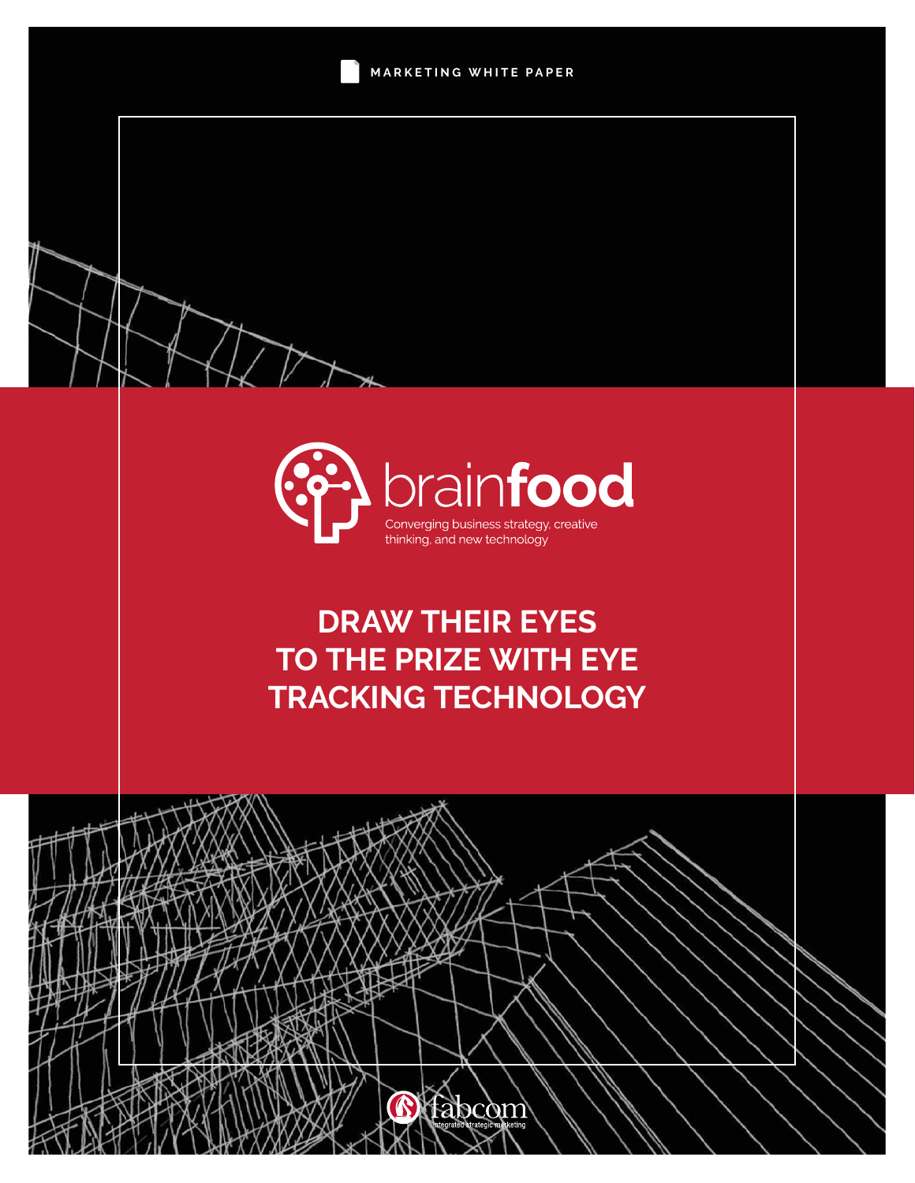MARKETING WHITE PAPER

brain**food**

Converging business strategy, creative thinking, and new technology

# DRAW THEIR EYES TO THE PRIZE WITH EYE TRACKING TECHNOLOGY

fabcom

integrated strategic marketing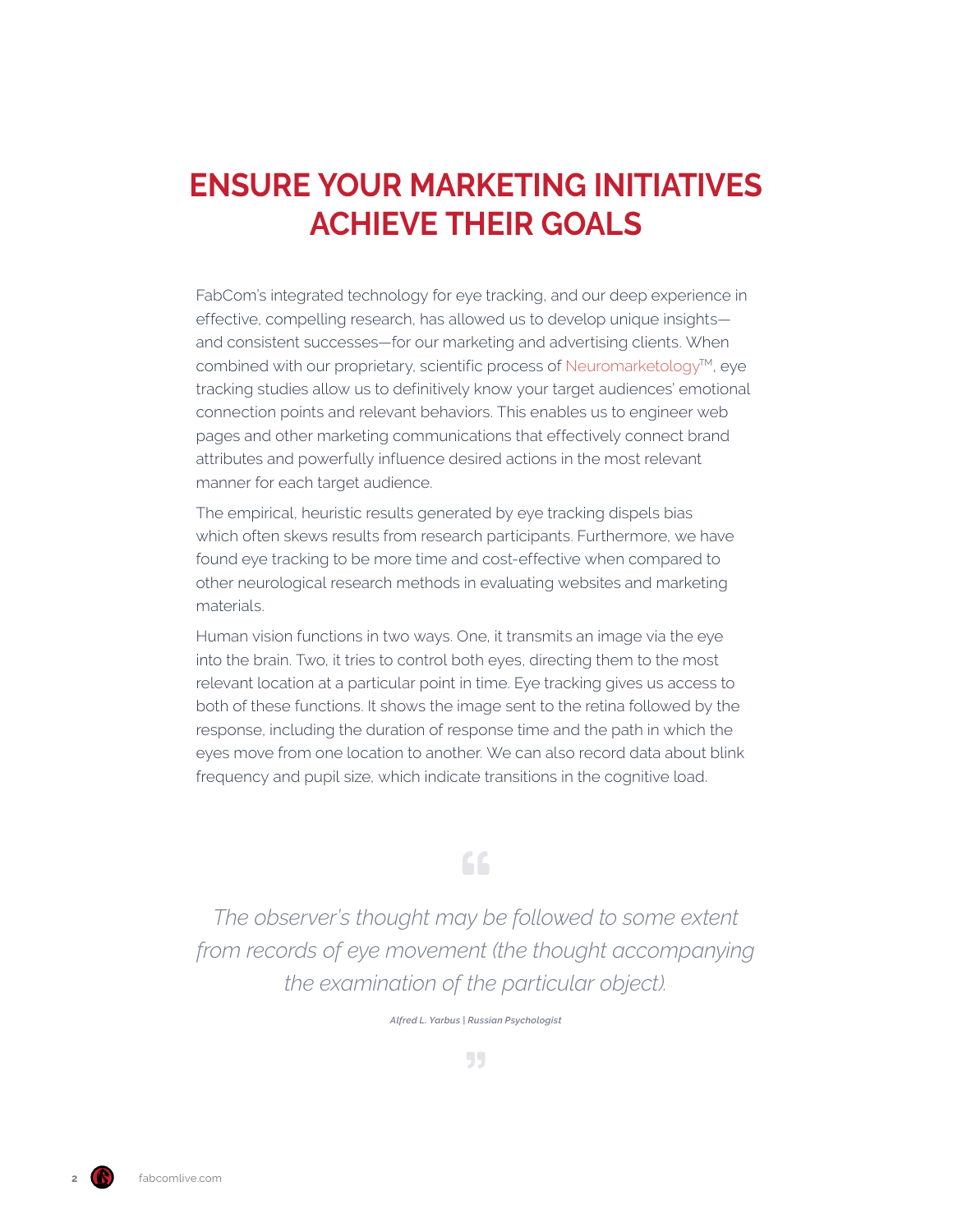# ENSURE YOUR MARKETING INITIATIVES ACHIEVE THEIR GOALS

FabCom's integrated technology for eye tracking, and our deep experience in effective, compelling research, has allowed us to develop unique insights—and consistent successes—for our marketing and advertising clients. When combined with our proprietary, scientific process of Neuromarketology™, eye tracking studies allow us to definitively know your target audiences' emotional connection points and relevant behaviors. This enables us to engineer web pages and other marketing communications that effectively connect brand attributes and powerfully influence desired actions in the most relevant manner for each target audience.

The empirical, heuristic results generated by eye tracking dispels bias which often skews results from research participants. Furthermore, we have found eye tracking to be more time and cost-effective when compared to other neurological research methods in evaluating websites and marketing materials.

Human vision functions in two ways. One, it transmits an image via the eye into the brain. Two, it tries to control both eyes, directing them to the most relevant location at a particular point in time. Eye tracking gives us access to both of these functions. It shows the image sent to the retina followed by the response, including the duration of response time and the path in which the eyes move from one location to another. We can also record data about blink frequency and pupil size, which indicate transitions in the cognitive load.

> *The observer's thought may be followed to some extent from records of eye movement (the thought accompanying the examination of the particular object).*
>
> ***Alfred L. Yarbus | Russian Psychologist***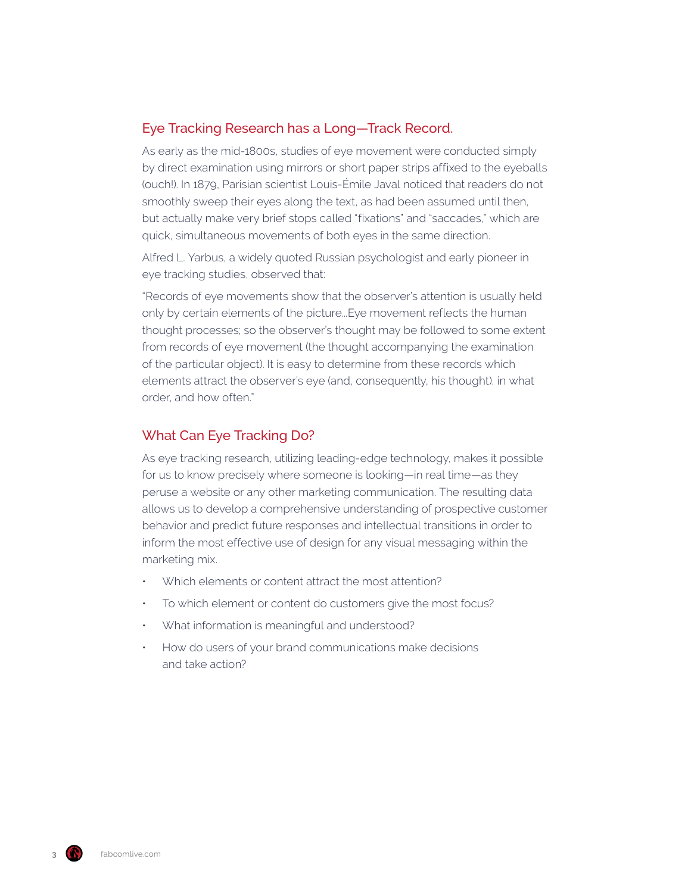## Eye Tracking Research has a Long—Track Record.

As early as the mid-1800s, studies of eye movement were conducted simply by direct examination using mirrors or short paper strips affixed to the eyeballs (ouch!). In 1879, Parisian scientist Louis-Émile Javal noticed that readers do not smoothly sweep their eyes along the text, as had been assumed until then, but actually make very brief stops called "fixations" and "saccades," which are quick, simultaneous movements of both eyes in the same direction.

Alfred L. Yarbus, a widely quoted Russian psychologist and early pioneer in eye tracking studies, observed that:

"Records of eye movements show that the observer's attention is usually held only by certain elements of the picture…Eye movement reflects the human thought processes; so the observer's thought may be followed to some extent from records of eye movement (the thought accompanying the examination of the particular object). It is easy to determine from these records which elements attract the observer's eye (and, consequently, his thought), in what order, and how often."

## What Can Eye Tracking Do?

As eye tracking research, utilizing leading-edge technology, makes it possible for us to know precisely where someone is looking—in real time—as they peruse a website or any other marketing communication. The resulting data allows us to develop a comprehensive understanding of prospective customer behavior and predict future responses and intellectual transitions in order to inform the most effective use of design for any visual messaging within the marketing mix.

- Which elements or content attract the most attention?
- To which element or content do customers give the most focus?
- What information is meaningful and understood?
- How do users of your brand communications make decisions and take action?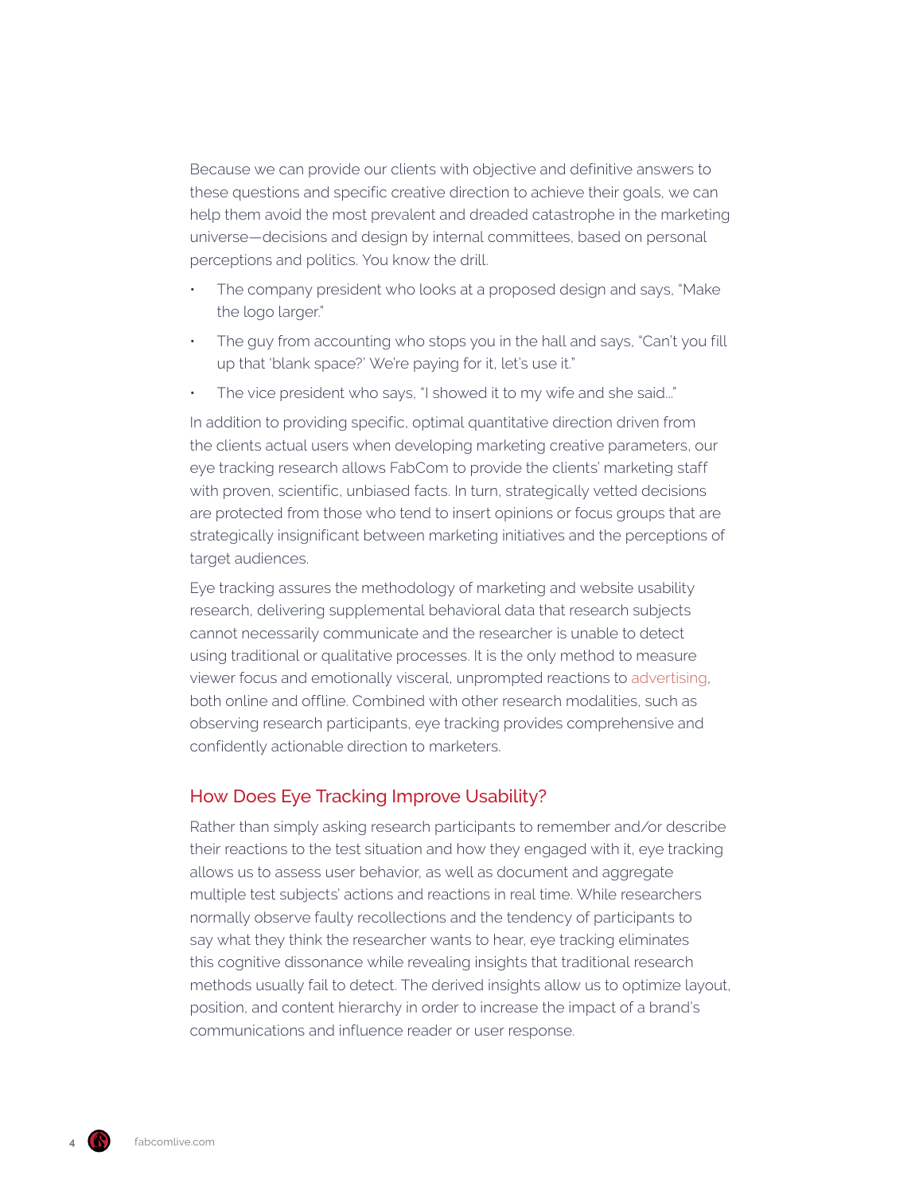Because we can provide our clients with objective and definitive answers to these questions and specific creative direction to achieve their goals, we can help them avoid the most prevalent and dreaded catastrophe in the marketing universe—decisions and design by internal committees, based on personal perceptions and politics. You know the drill.

- The company president who looks at a proposed design and says, "Make the logo larger."
- The guy from accounting who stops you in the hall and says, "Can't you fill up that 'blank space?' We're paying for it, let's use it."
- The vice president who says, "I showed it to my wife and she said..."

In addition to providing specific, optimal quantitative direction driven from the clients actual users when developing marketing creative parameters, our eye tracking research allows FabCom to provide the clients' marketing staff with proven, scientific, unbiased facts. In turn, strategically vetted decisions are protected from those who tend to insert opinions or focus groups that are strategically insignificant between marketing initiatives and the perceptions of target audiences.

Eye tracking assures the methodology of marketing and website usability research, delivering supplemental behavioral data that research subjects cannot necessarily communicate and the researcher is unable to detect using traditional or qualitative processes. It is the only method to measure viewer focus and emotionally visceral, unprompted reactions to advertising, both online and offline. Combined with other research modalities, such as observing research participants, eye tracking provides comprehensive and confidently actionable direction to marketers.

## How Does Eye Tracking Improve Usability?

Rather than simply asking research participants to remember and/or describe their reactions to the test situation and how they engaged with it, eye tracking allows us to assess user behavior, as well as document and aggregate multiple test subjects' actions and reactions in real time. While researchers normally observe faulty recollections and the tendency of participants to say what they think the researcher wants to hear, eye tracking eliminates this cognitive dissonance while revealing insights that traditional research methods usually fail to detect. The derived insights allow us to optimize layout, position, and content hierarchy in order to increase the impact of a brand's communications and influence reader or user response.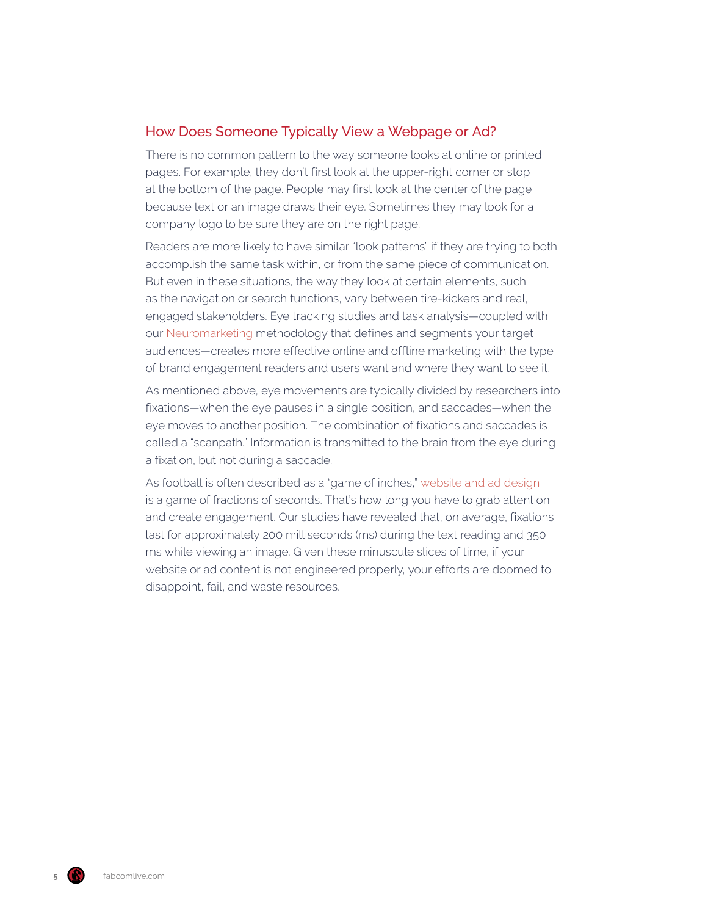## How Does Someone Typically View a Webpage or Ad?

There is no common pattern to the way someone looks at online or printed pages. For example, they don't first look at the upper-right corner or stop at the bottom of the page. People may first look at the center of the page because text or an image draws their eye. Sometimes they may look for a company logo to be sure they are on the right page.

Readers are more likely to have similar "look patterns" if they are trying to both accomplish the same task within, or from the same piece of communication. But even in these situations, the way they look at certain elements, such as the navigation or search functions, vary between tire-kickers and real, engaged stakeholders. Eye tracking studies and task analysis—coupled with our Neuromarketing methodology that defines and segments your target audiences—creates more effective online and offline marketing with the type of brand engagement readers and users want and where they want to see it.

As mentioned above, eye movements are typically divided by researchers into fixations—when the eye pauses in a single position, and saccades—when the eye moves to another position. The combination of fixations and saccades is called a "scanpath." Information is transmitted to the brain from the eye during a fixation, but not during a saccade.

As football is often described as a "game of inches," website and ad design is a game of fractions of seconds. That's how long you have to grab attention and create engagement. Our studies have revealed that, on average, fixations last for approximately 200 milliseconds (ms) during the text reading and 350 ms while viewing an image. Given these minuscule slices of time, if your website or ad content is not engineered properly, your efforts are doomed to disappoint, fail, and waste resources.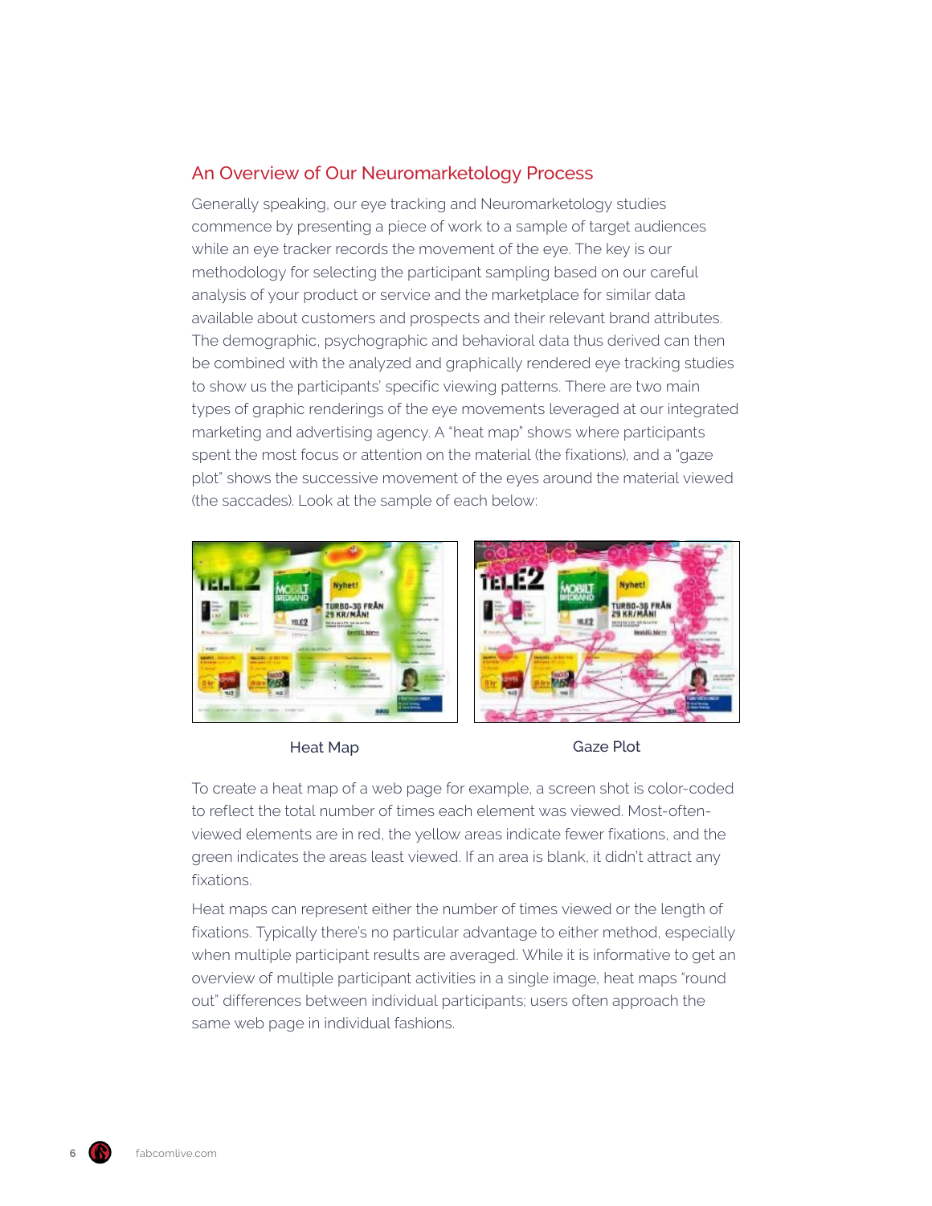## An Overview of Our Neuromarketology Process

Generally speaking, our eye tracking and Neuromarketology studies commence by presenting a piece of work to a sample of target audiences while an eye tracker records the movement of the eye. The key is our methodology for selecting the participant sampling based on our careful analysis of your product or service and the marketplace for similar data available about customers and prospects and their relevant brand attributes. The demographic, psychographic and behavioral data thus derived can then be combined with the analyzed and graphically rendered eye tracking studies to show us the participants' specific viewing patterns. There are two main types of graphic renderings of the eye movements leveraged at our integrated marketing and advertising agency. A "heat map" shows where participants spent the most focus or attention on the material (the fixations), and a "gaze plot" shows the successive movement of the eyes around the material viewed (the saccades). Look at the sample of each below:

Heat Map

Gaze Plot

To create a heat map of a web page for example, a screen shot is color-coded to reflect the total number of times each element was viewed. Most-often-viewed elements are in red, the yellow areas indicate fewer fixations, and the green indicates the areas least viewed. If an area is blank, it didn't attract any fixations.

Heat maps can represent either the number of times viewed or the length of fixations. Typically there's no particular advantage to either method, especially when multiple participant results are averaged. While it is informative to get an overview of multiple participant activities in a single image, heat maps "round out" differences between individual participants; users often approach the same web page in individual fashions.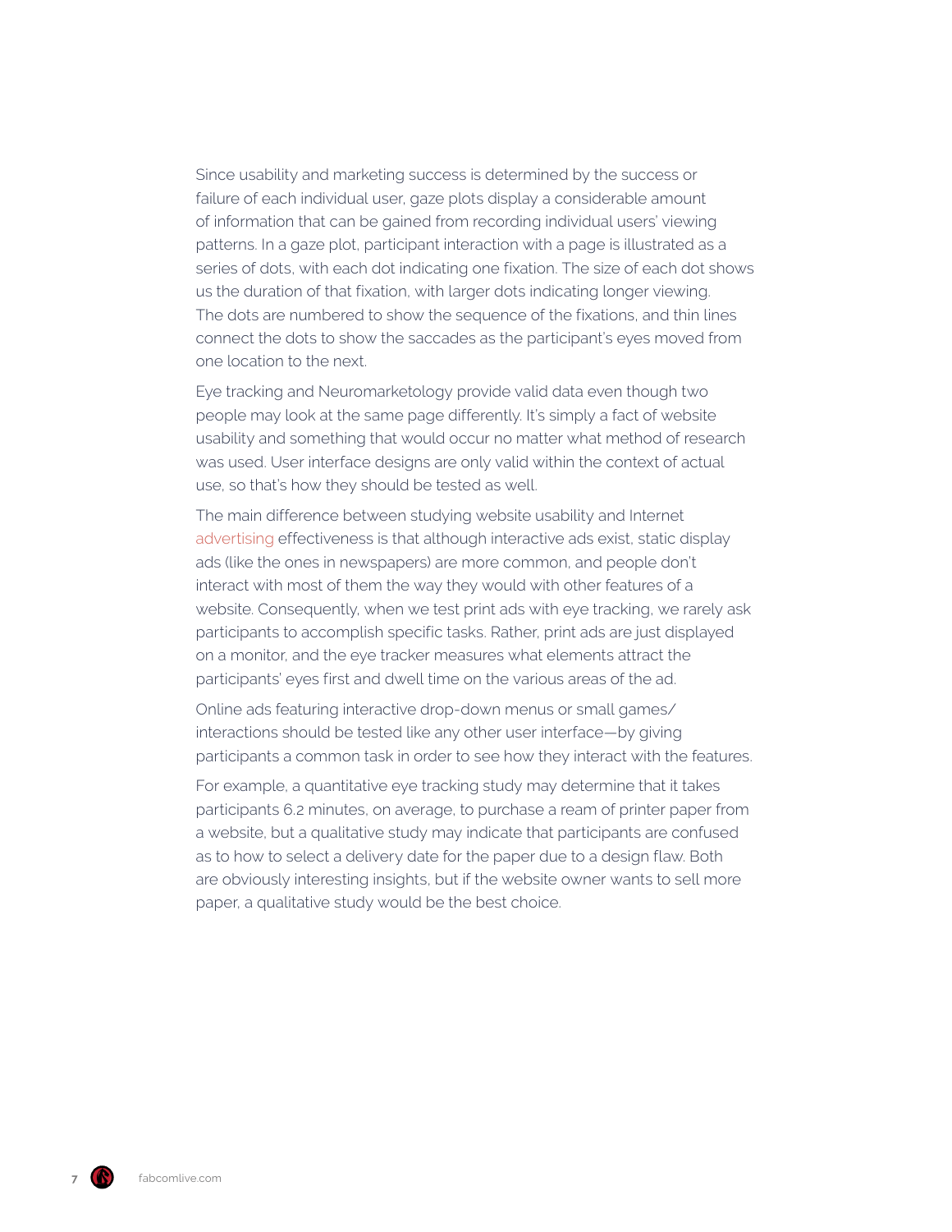Since usability and marketing success is determined by the success or failure of each individual user, gaze plots display a considerable amount of information that can be gained from recording individual users' viewing patterns. In a gaze plot, participant interaction with a page is illustrated as a series of dots, with each dot indicating one fixation. The size of each dot shows us the duration of that fixation, with larger dots indicating longer viewing. The dots are numbered to show the sequence of the fixations, and thin lines connect the dots to show the saccades as the participant's eyes moved from one location to the next.

Eye tracking and Neuromarketology provide valid data even though two people may look at the same page differently. It's simply a fact of website usability and something that would occur no matter what method of research was used. User interface designs are only valid within the context of actual use, so that's how they should be tested as well.

The main difference between studying website usability and Internet advertising effectiveness is that although interactive ads exist, static display ads (like the ones in newspapers) are more common, and people don't interact with most of them the way they would with other features of a website. Consequently, when we test print ads with eye tracking, we rarely ask participants to accomplish specific tasks. Rather, print ads are just displayed on a monitor, and the eye tracker measures what elements attract the participants' eyes first and dwell time on the various areas of the ad.

Online ads featuring interactive drop-down menus or small games/interactions should be tested like any other user interface—by giving participants a common task in order to see how they interact with the features.

For example, a quantitative eye tracking study may determine that it takes participants 6.2 minutes, on average, to purchase a ream of printer paper from a website, but a qualitative study may indicate that participants are confused as to how to select a delivery date for the paper due to a design flaw. Both are obviously interesting insights, but if the website owner wants to sell more paper, a qualitative study would be the best choice.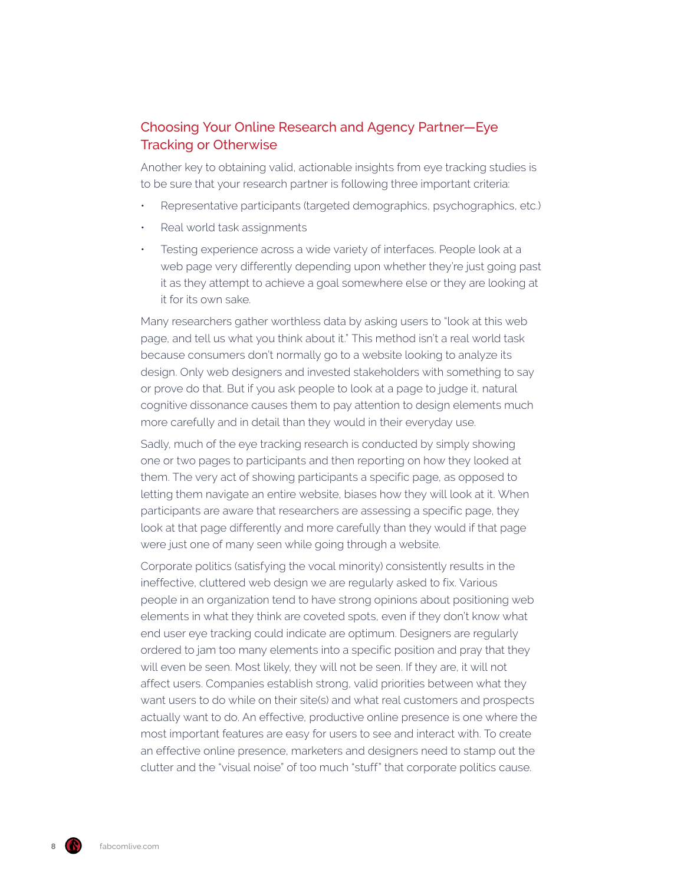## Choosing Your Online Research and Agency Partner—Eye Tracking or Otherwise

Another key to obtaining valid, actionable insights from eye tracking studies is to be sure that your research partner is following three important criteria:

- Representative participants (targeted demographics, psychographics, etc.)
- Real world task assignments
- Testing experience across a wide variety of interfaces. People look at a web page very differently depending upon whether they're just going past it as they attempt to achieve a goal somewhere else or they are looking at it for its own sake.

Many researchers gather worthless data by asking users to "look at this web page, and tell us what you think about it." This method isn't a real world task because consumers don't normally go to a website looking to analyze its design. Only web designers and invested stakeholders with something to say or prove do that. But if you ask people to look at a page to judge it, natural cognitive dissonance causes them to pay attention to design elements much more carefully and in detail than they would in their everyday use.

Sadly, much of the eye tracking research is conducted by simply showing one or two pages to participants and then reporting on how they looked at them. The very act of showing participants a specific page, as opposed to letting them navigate an entire website, biases how they will look at it. When participants are aware that researchers are assessing a specific page, they look at that page differently and more carefully than they would if that page were just one of many seen while going through a website.

Corporate politics (satisfying the vocal minority) consistently results in the ineffective, cluttered web design we are regularly asked to fix. Various people in an organization tend to have strong opinions about positioning web elements in what they think are coveted spots, even if they don't know what end user eye tracking could indicate are optimum. Designers are regularly ordered to jam too many elements into a specific position and pray that they will even be seen. Most likely, they will not be seen. If they are, it will not affect users. Companies establish strong, valid priorities between what they want users to do while on their site(s) and what real customers and prospects actually want to do. An effective, productive online presence is one where the most important features are easy for users to see and interact with. To create an effective online presence, marketers and designers need to stamp out the clutter and the "visual noise" of too much "stuff" that corporate politics cause.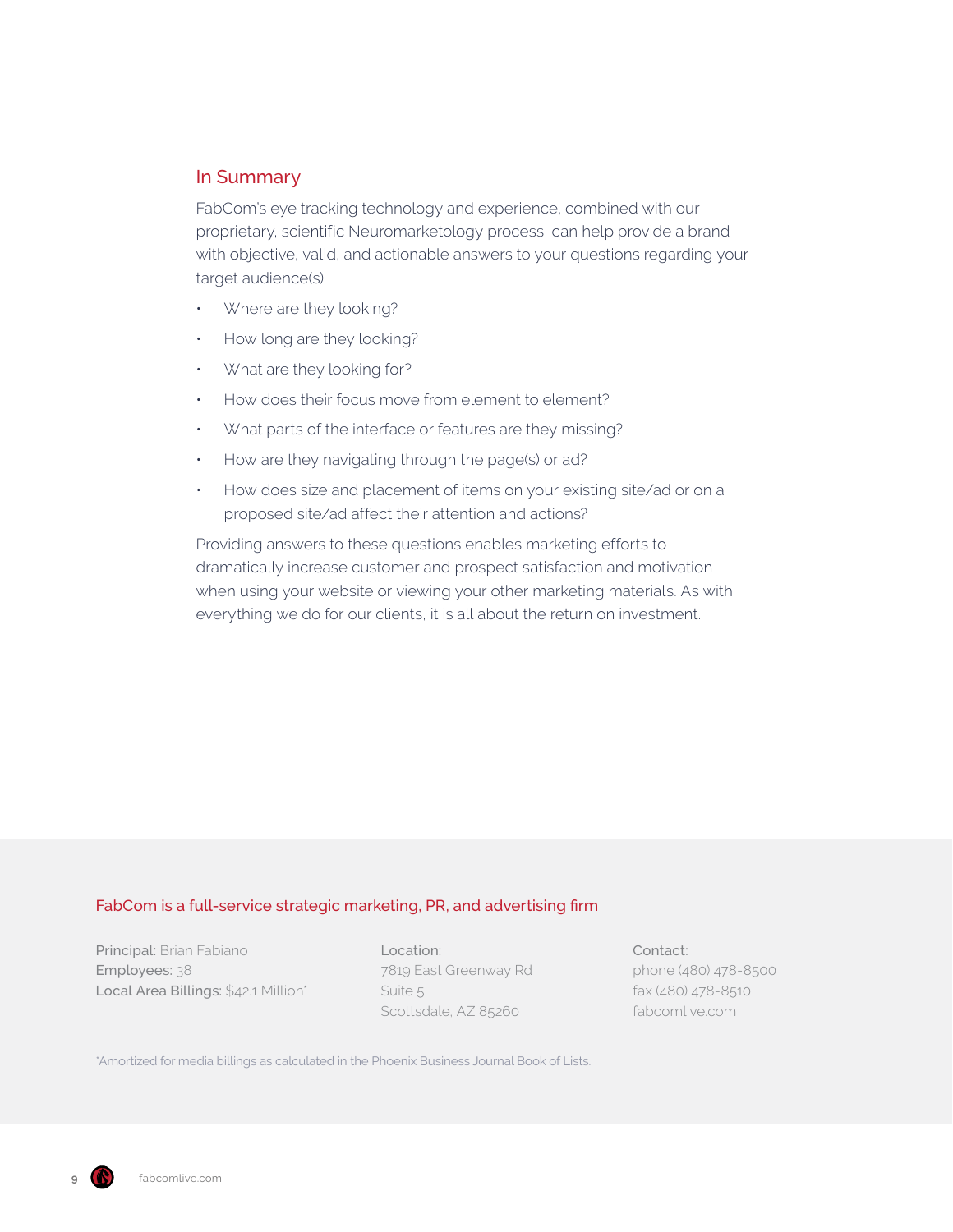## In Summary

FabCom's eye tracking technology and experience, combined with our proprietary, scientific Neuromarketology process, can help provide a brand with objective, valid, and actionable answers to your questions regarding your target audience(s).

- Where are they looking?
- How long are they looking?
- What are they looking for?
- How does their focus move from element to element?
- What parts of the interface or features are they missing?
- How are they navigating through the page(s) or ad?
- How does size and placement of items on your existing site/ad or on a proposed site/ad affect their attention and actions?

Providing answers to these questions enables marketing efforts to dramatically increase customer and prospect satisfaction and motivation when using your website or viewing your other marketing materials. As with everything we do for our clients, it is all about the return on investment.

### FabCom is a full-service strategic marketing, PR, and advertising firm

**Principal:** Brian Fabiano
**Employees:** 38
**Local Area Billings:** $42.1 Million*

**Location:**
7819 East Greenway Rd
Suite 5
Scottsdale, AZ 85260

**Contact:**
phone (480) 478-8500
fax (480) 478-8510
fabcomlive.com

*Amortized for media billings as calculated in the Phoenix Business Journal Book of Lists.